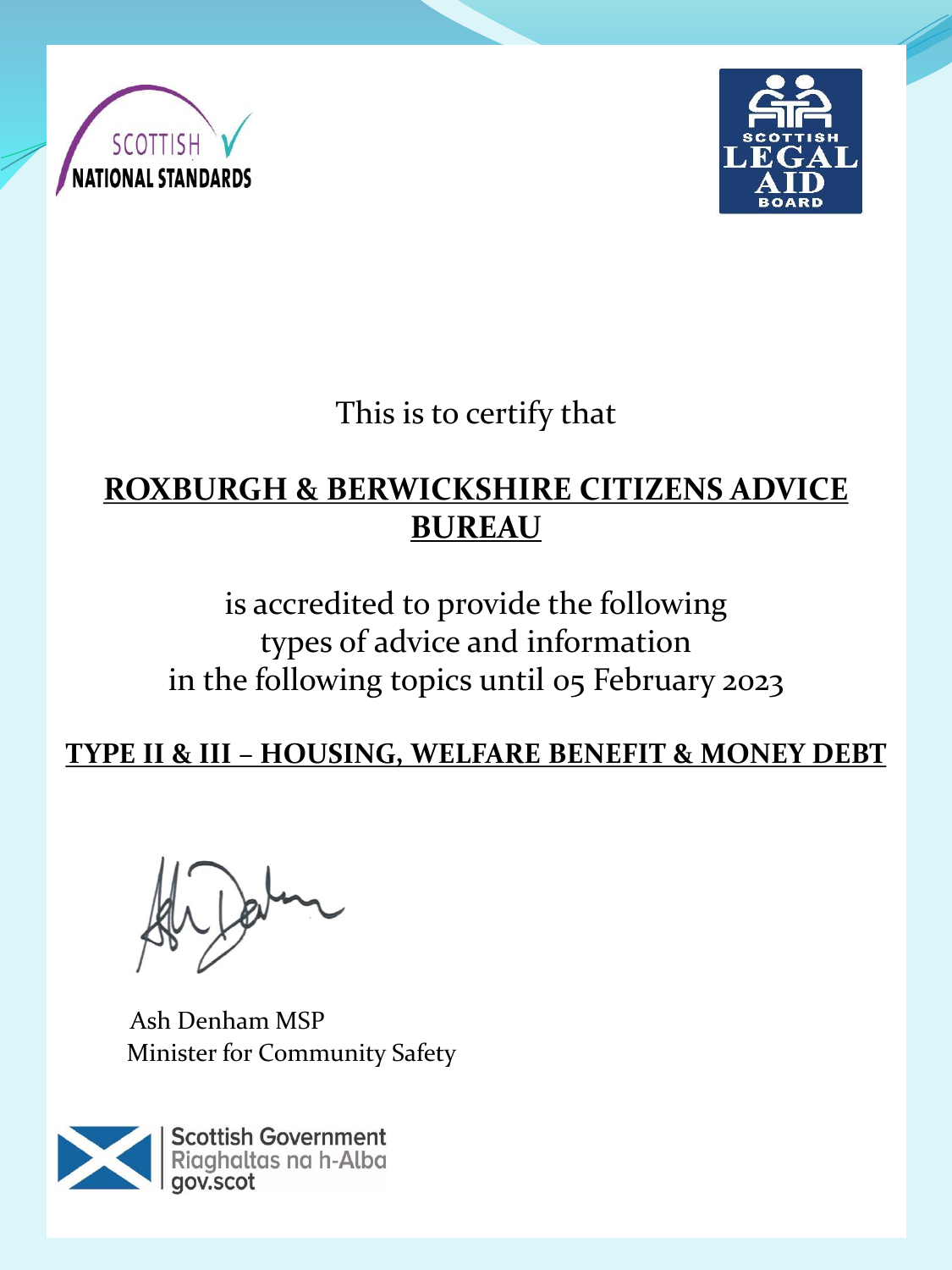SCOTTISH NATIONAL STANDARDS

SCOTTISH LEGAL AID BOARD

This is to certify that

**ROXBURGH & BERWICKSHIRE CITIZENS ADVICE BUREAU**

is accredited to provide the following types of advice and information in the following topics until 05 February 2023

**TYPE II & III – HOUSING, WELFARE BENEFIT & MONEY DEBT**

Ash Denham MSP
Minister for Community Safety

Scottish Government
Riaghaltas na h-Alba
gov.scot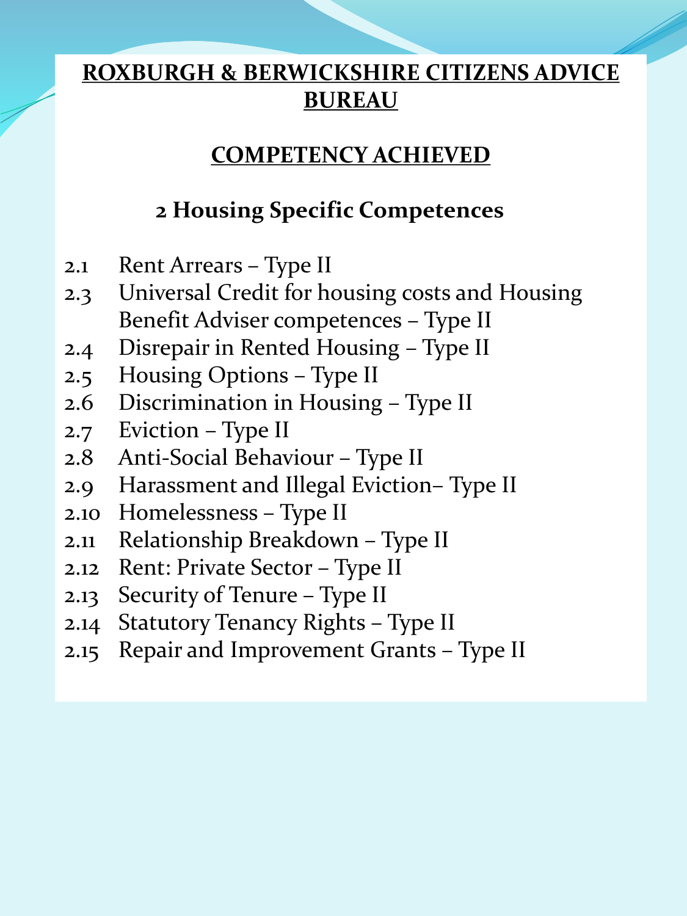# ROXBURGH & BERWICKSHIRE CITIZENS ADVICE BUREAU

## COMPETENCY ACHIEVED

### 2 Housing Specific Competences

- 2.1 Rent Arrears – Type II
- 2.3 Universal Credit for housing costs and Housing Benefit Adviser competences – Type II
- 2.4 Disrepair in Rented Housing – Type II
- 2.5 Housing Options – Type II
- 2.6 Discrimination in Housing – Type II
- 2.7 Eviction – Type II
- 2.8 Anti-Social Behaviour – Type II
- 2.9 Harassment and Illegal Eviction– Type II
- 2.10 Homelessness – Type II
- 2.11 Relationship Breakdown – Type II
- 2.12 Rent: Private Sector – Type II
- 2.13 Security of Tenure – Type II
- 2.14 Statutory Tenancy Rights – Type II
- 2.15 Repair and Improvement Grants – Type II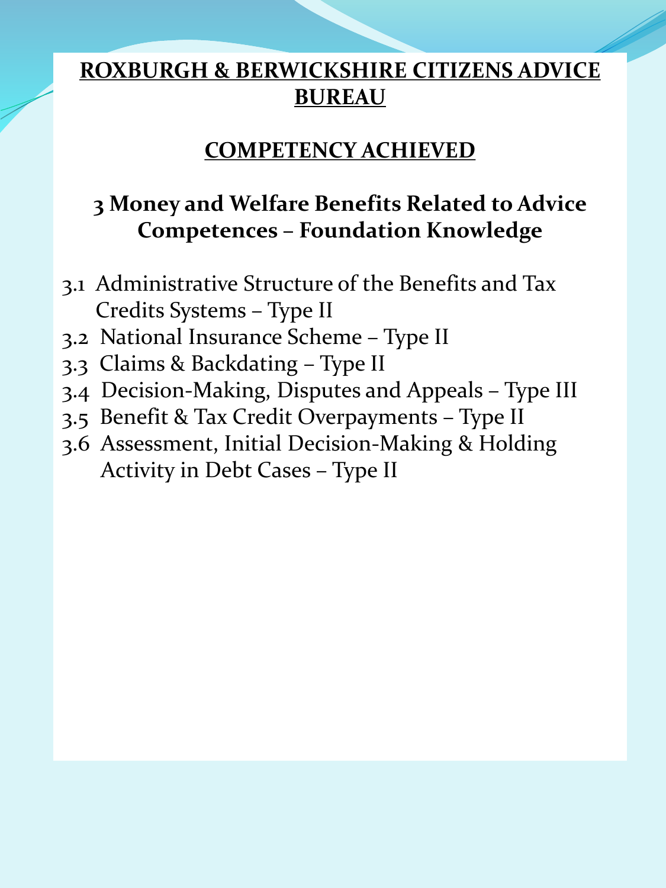# ROXBURGH & BERWICKSHIRE CITIZENS ADVICE BUREAU

## COMPETENCY ACHIEVED

### 3 Money and Welfare Benefits Related to Advice Competences – Foundation Knowledge

3.1 Administrative Structure of the Benefits and Tax Credits Systems – Type II
3.2 National Insurance Scheme – Type II
3.3 Claims & Backdating – Type II
3.4 Decision-Making, Disputes and Appeals – Type III
3.5 Benefit & Tax Credit Overpayments – Type II
3.6 Assessment, Initial Decision-Making & Holding Activity in Debt Cases – Type II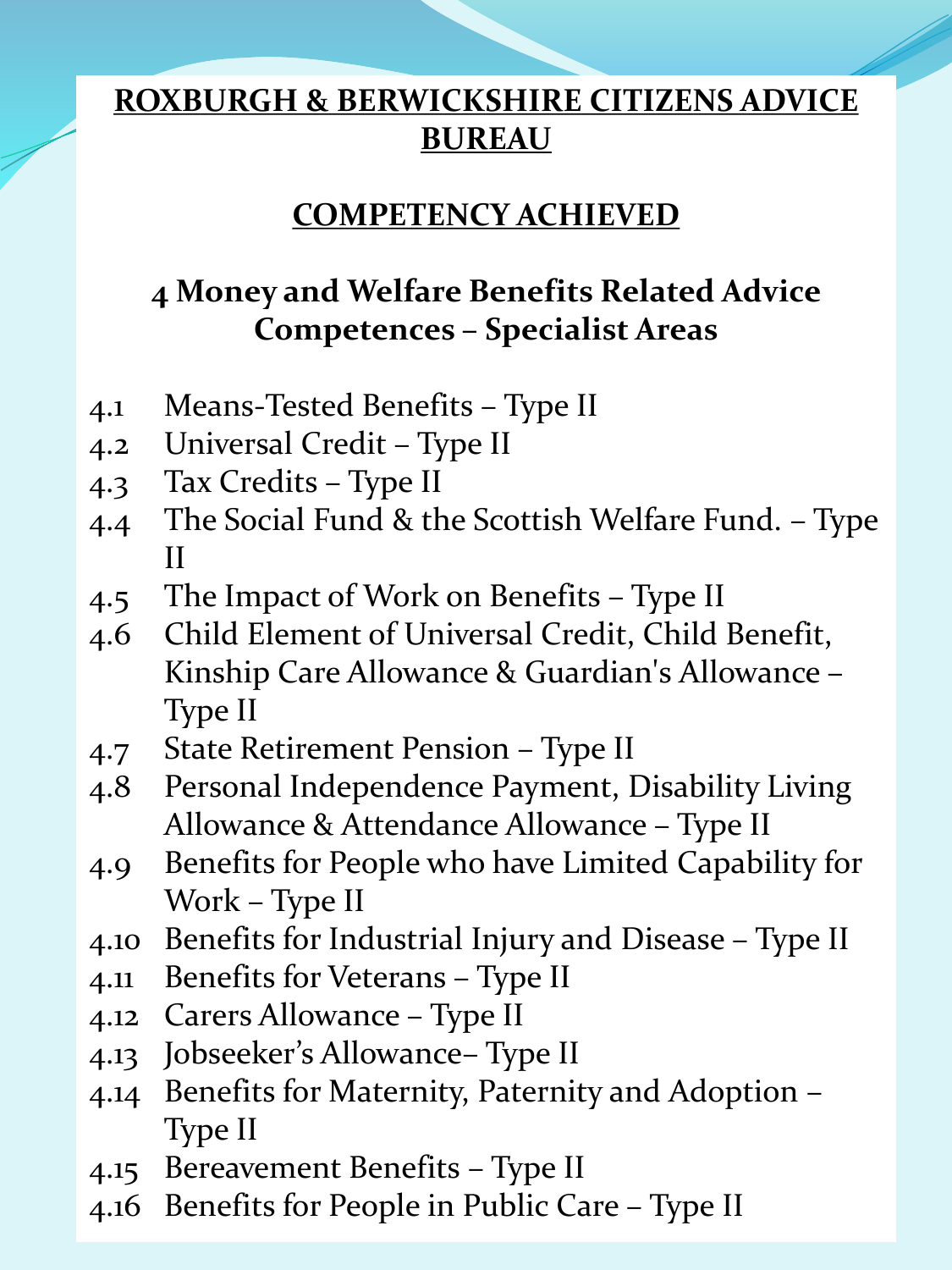**ROXBURGH & BERWICKSHIRE CITIZENS ADVICE BUREAU**

**COMPETENCY ACHIEVED**

## 4 Money and Welfare Benefits Related Advice Competences – Specialist Areas

4.1 Means-Tested Benefits – Type II
4.2 Universal Credit – Type II
4.3 Tax Credits – Type II
4.4 The Social Fund & the Scottish Welfare Fund. – Type II
4.5 The Impact of Work on Benefits – Type II
4.6 Child Element of Universal Credit, Child Benefit, Kinship Care Allowance & Guardian's Allowance – Type II
4.7 State Retirement Pension – Type II
4.8 Personal Independence Payment, Disability Living Allowance & Attendance Allowance – Type II
4.9 Benefits for People who have Limited Capability for Work – Type II
4.10 Benefits for Industrial Injury and Disease – Type II
4.11 Benefits for Veterans – Type II
4.12 Carers Allowance – Type II
4.13 Jobseeker's Allowance– Type II
4.14 Benefits for Maternity, Paternity and Adoption – Type II
4.15 Bereavement Benefits – Type II
4.16 Benefits for People in Public Care – Type II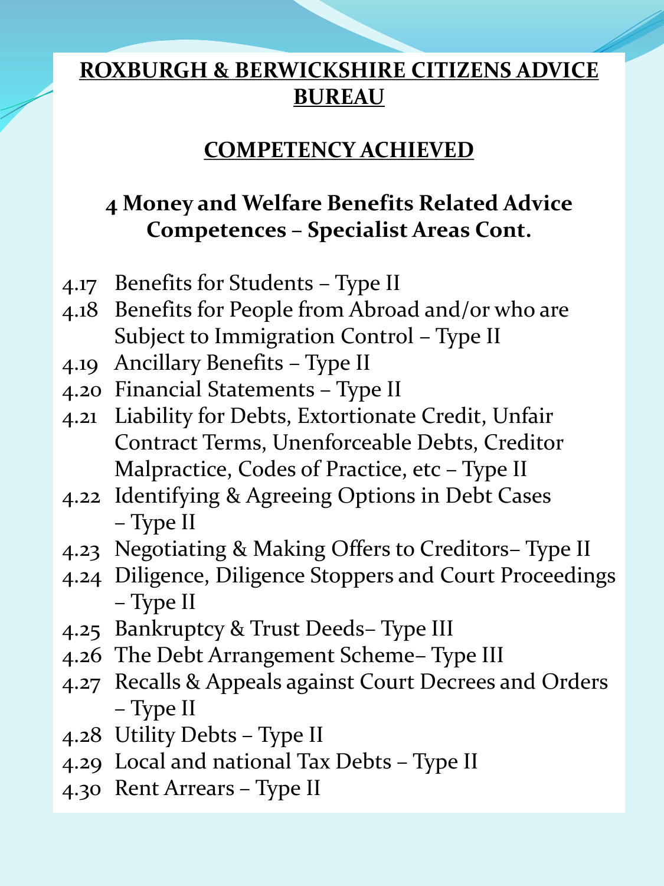# ROXBURGH & BERWICKSHIRE CITIZENS ADVICE BUREAU

## COMPETENCY ACHIEVED

### 4 Money and Welfare Benefits Related Advice Competences – Specialist Areas Cont.

- 4.17 Benefits for Students – Type II
- 4.18 Benefits for People from Abroad and/or who are Subject to Immigration Control – Type II
- 4.19 Ancillary Benefits – Type II
- 4.20 Financial Statements – Type II
- 4.21 Liability for Debts, Extortionate Credit, Unfair Contract Terms, Unenforceable Debts, Creditor Malpractice, Codes of Practice, etc – Type II
- 4.22 Identifying & Agreeing Options in Debt Cases – Type II
- 4.23 Negotiating & Making Offers to Creditors– Type II
- 4.24 Diligence, Diligence Stoppers and Court Proceedings – Type II
- 4.25 Bankruptcy & Trust Deeds– Type III
- 4.26 The Debt Arrangement Scheme– Type III
- 4.27 Recalls & Appeals against Court Decrees and Orders – Type II
- 4.28 Utility Debts – Type II
- 4.29 Local and national Tax Debts – Type II
- 4.30 Rent Arrears – Type II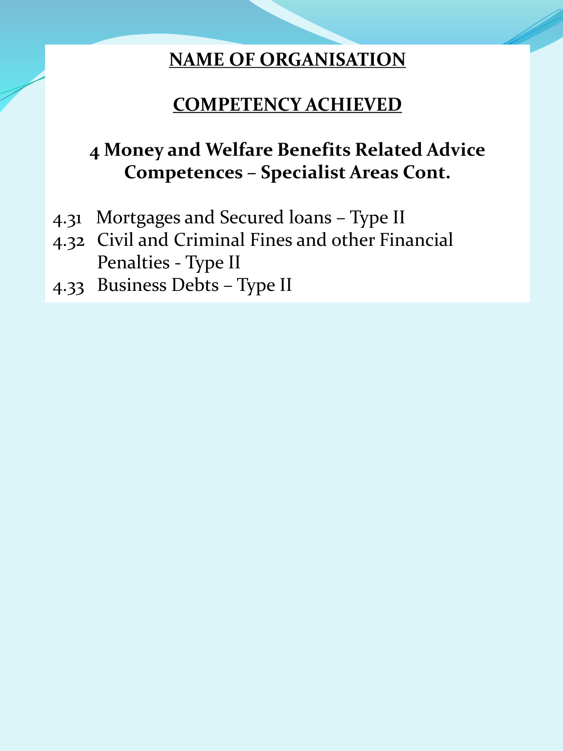**NAME OF ORGANISATION**

**COMPETENCY ACHIEVED**

## 4 Money and Welfare Benefits Related Advice Competences – Specialist Areas Cont.

4.31 Mortgages and Secured loans – Type II
4.32 Civil and Criminal Fines and other Financial Penalties - Type II
4.33 Business Debts – Type II